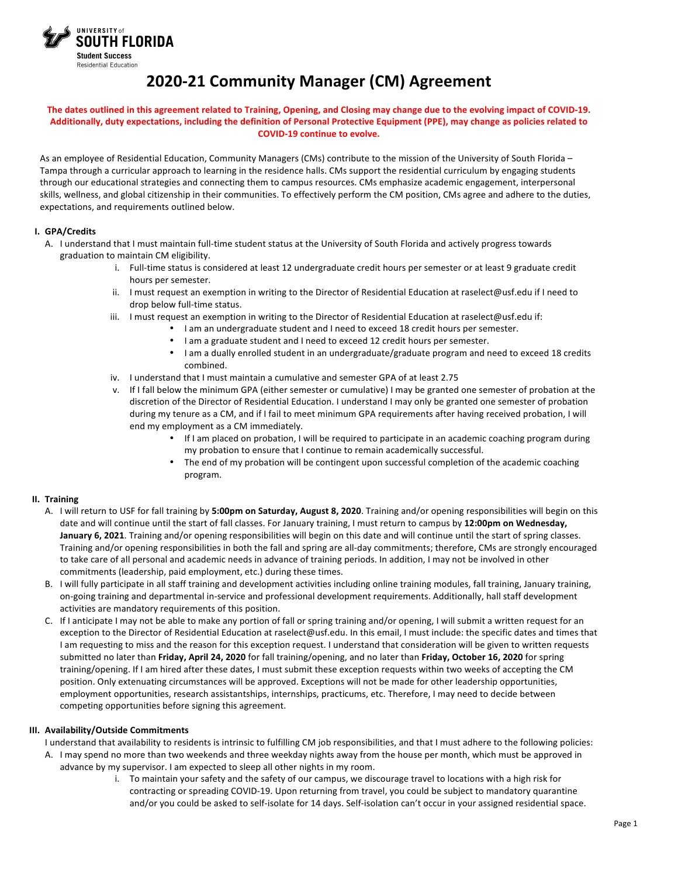UNIVERSITY of SOUTH FLORIDA
Student Success
Residential Education

# 2020-21 Community Manager (CM) Agreement

**The dates outlined in this agreement related to Training, Opening, and Closing may change due to the evolving impact of COVID-19. Additionally, duty expectations, including the definition of Personal Protective Equipment (PPE), may change as policies related to COVID-19 continue to evolve.**

As an employee of Residential Education, Community Managers (CMs) contribute to the mission of the University of South Florida – Tampa through a curricular approach to learning in the residence halls. CMs support the residential curriculum by engaging students through our educational strategies and connecting them to campus resources. CMs emphasize academic engagement, interpersonal skills, wellness, and global citizenship in their communities. To effectively perform the CM position, CMs agree and adhere to the duties, expectations, and requirements outlined below.

## I. GPA/Credits

A. I understand that I must maintain full-time student status at the University of South Florida and actively progress towards graduation to maintain CM eligibility.

   i. Full-time status is considered at least 12 undergraduate credit hours per semester or at least 9 graduate credit hours per semester.

   ii. I must request an exemption in writing to the Director of Residential Education at raselect@usf.edu if I need to drop below full-time status.

   iii. I must request an exemption in writing to the Director of Residential Education at raselect@usf.edu if:
   - I am an undergraduate student and I need to exceed 18 credit hours per semester.
   - I am a graduate student and I need to exceed 12 credit hours per semester.
   - I am a dually enrolled student in an undergraduate/graduate program and need to exceed 18 credits combined.

   iv. I understand that I must maintain a cumulative and semester GPA of at least 2.75

   v. If I fall below the minimum GPA (either semester or cumulative) I may be granted one semester of probation at the discretion of the Director of Residential Education. I understand I may only be granted one semester of probation during my tenure as a CM, and if I fail to meet minimum GPA requirements after having received probation, I will end my employment as a CM immediately.
   - If I am placed on probation, I will be required to participate in an academic coaching program during my probation to ensure that I continue to remain academically successful.
   - The end of my probation will be contingent upon successful completion of the academic coaching program.

## II. Training

A. I will return to USF for fall training by **5:00pm on Saturday, August 8, 2020**. Training and/or opening responsibilities will begin on this date and will continue until the start of fall classes. For January training, I must return to campus by **12:00pm on Wednesday, January 6, 2021**. Training and/or opening responsibilities will begin on this date and will continue until the start of spring classes. Training and/or opening responsibilities in both the fall and spring are all-day commitments; therefore, CMs are strongly encouraged to take care of all personal and academic needs in advance of training periods. In addition, I may not be involved in other commitments (leadership, paid employment, etc.) during these times.

B. I will fully participate in all staff training and development activities including online training modules, fall training, January training, on-going training and departmental in-service and professional development requirements. Additionally, hall staff development activities are mandatory requirements of this position.

C. If I anticipate I may not be able to make any portion of fall or spring training and/or opening, I will submit a written request for an exception to the Director of Residential Education at raselect@usf.edu. In this email, I must include: the specific dates and times that I am requesting to miss and the reason for this exception request. I understand that consideration will be given to written requests submitted no later than **Friday, April 24, 2020** for fall training/opening, and no later than **Friday, October 16, 2020** for spring training/opening. If I am hired after these dates, I must submit these exception requests within two weeks of accepting the CM position. Only extenuating circumstances will be approved. Exceptions will not be made for other leadership opportunities, employment opportunities, research assistantships, internships, practicums, etc. Therefore, I may need to decide between competing opportunities before signing this agreement.

## III. Availability/Outside Commitments

I understand that availability to residents is intrinsic to fulfilling CM job responsibilities, and that I must adhere to the following policies:

A. I may spend no more than two weekends and three weekday nights away from the house per month, which must be approved in advance by my supervisor. I am expected to sleep all other nights in my room.

   i. To maintain your safety and the safety of our campus, we discourage travel to locations with a high risk for contracting or spreading COVID-19. Upon returning from travel, you could be subject to mandatory quarantine and/or you could be asked to self-isolate for 14 days. Self-isolation can't occur in your assigned residential space.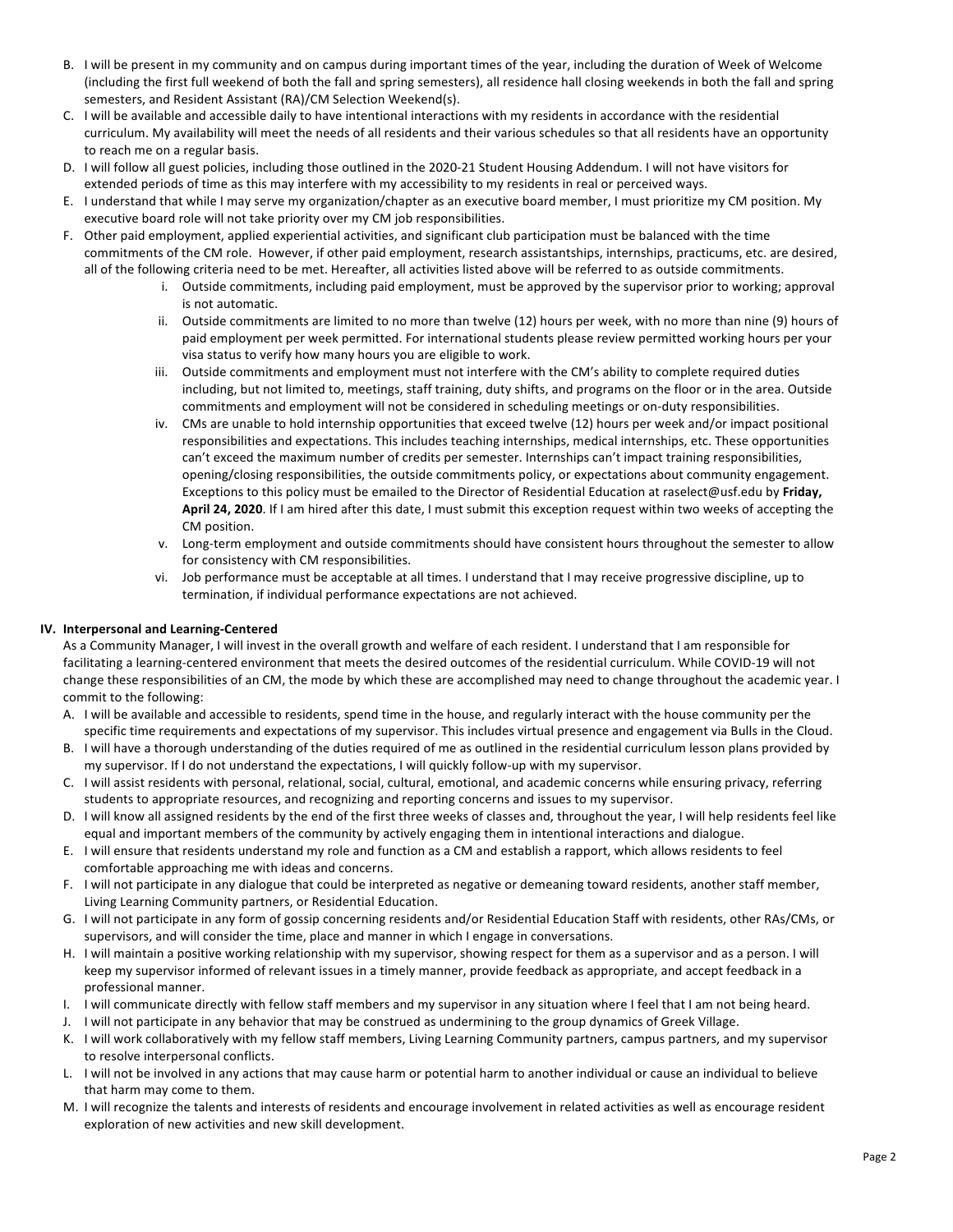B. I will be present in my community and on campus during important times of the year, including the duration of Week of Welcome (including the first full weekend of both the fall and spring semesters), all residence hall closing weekends in both the fall and spring semesters, and Resident Assistant (RA)/CM Selection Weekend(s).

C. I will be available and accessible daily to have intentional interactions with my residents in accordance with the residential curriculum. My availability will meet the needs of all residents and their various schedules so that all residents have an opportunity to reach me on a regular basis.

D. I will follow all guest policies, including those outlined in the 2020-21 Student Housing Addendum. I will not have visitors for extended periods of time as this may interfere with my accessibility to my residents in real or perceived ways.

E. I understand that while I may serve my organization/chapter as an executive board member, I must prioritize my CM position. My executive board role will not take priority over my CM job responsibilities.

F. Other paid employment, applied experiential activities, and significant club participation must be balanced with the time commitments of the CM role. However, if other paid employment, research assistantships, internships, practicums, etc. are desired, all of the following criteria need to be met. Hereafter, all activities listed above will be referred to as outside commitments.

   i. Outside commitments, including paid employment, must be approved by the supervisor prior to working; approval is not automatic.

   ii. Outside commitments are limited to no more than twelve (12) hours per week, with no more than nine (9) hours of paid employment per week permitted. For international students please review permitted working hours per your visa status to verify how many hours you are eligible to work.

   iii. Outside commitments and employment must not interfere with the CM's ability to complete required duties including, but not limited to, meetings, staff training, duty shifts, and programs on the floor or in the area. Outside commitments and employment will not be considered in scheduling meetings or on-duty responsibilities.

   iv. CMs are unable to hold internship opportunities that exceed twelve (12) hours per week and/or impact positional responsibilities and expectations. This includes teaching internships, medical internships, etc. These opportunities can't exceed the maximum number of credits per semester. Internships can't impact training responsibilities, opening/closing responsibilities, the outside commitments policy, or expectations about community engagement. Exceptions to this policy must be emailed to the Director of Residential Education at raselect@usf.edu by **Friday, April 24, 2020**. If I am hired after this date, I must submit this exception request within two weeks of accepting the CM position.

   v. Long-term employment and outside commitments should have consistent hours throughout the semester to allow for consistency with CM responsibilities.

   vi. Job performance must be acceptable at all times. I understand that I may receive progressive discipline, up to termination, if individual performance expectations are not achieved.

## IV. Interpersonal and Learning-Centered

As a Community Manager, I will invest in the overall growth and welfare of each resident. I understand that I am responsible for facilitating a learning-centered environment that meets the desired outcomes of the residential curriculum. While COVID-19 will not change these responsibilities of an CM, the mode by which these are accomplished may need to change throughout the academic year. I commit to the following:

A. I will be available and accessible to residents, spend time in the house, and regularly interact with the house community per the specific time requirements and expectations of my supervisor. This includes virtual presence and engagement via Bulls in the Cloud.

B. I will have a thorough understanding of the duties required of me as outlined in the residential curriculum lesson plans provided by my supervisor. If I do not understand the expectations, I will quickly follow-up with my supervisor.

C. I will assist residents with personal, relational, social, cultural, emotional, and academic concerns while ensuring privacy, referring students to appropriate resources, and recognizing and reporting concerns and issues to my supervisor.

D. I will know all assigned residents by the end of the first three weeks of classes and, throughout the year, I will help residents feel like equal and important members of the community by actively engaging them in intentional interactions and dialogue.

E. I will ensure that residents understand my role and function as a CM and establish a rapport, which allows residents to feel comfortable approaching me with ideas and concerns.

F. I will not participate in any dialogue that could be interpreted as negative or demeaning toward residents, another staff member, Living Learning Community partners, or Residential Education.

G. I will not participate in any form of gossip concerning residents and/or Residential Education Staff with residents, other RAs/CMs, or supervisors, and will consider the time, place and manner in which I engage in conversations.

H. I will maintain a positive working relationship with my supervisor, showing respect for them as a supervisor and as a person. I will keep my supervisor informed of relevant issues in a timely manner, provide feedback as appropriate, and accept feedback in a professional manner.

I. I will communicate directly with fellow staff members and my supervisor in any situation where I feel that I am not being heard.

J. I will not participate in any behavior that may be construed as undermining to the group dynamics of Greek Village.

K. I will work collaboratively with my fellow staff members, Living Learning Community partners, campus partners, and my supervisor to resolve interpersonal conflicts.

L. I will not be involved in any actions that may cause harm or potential harm to another individual or cause an individual to believe that harm may come to them.

M. I will recognize the talents and interests of residents and encourage involvement in related activities as well as encourage resident exploration of new activities and new skill development.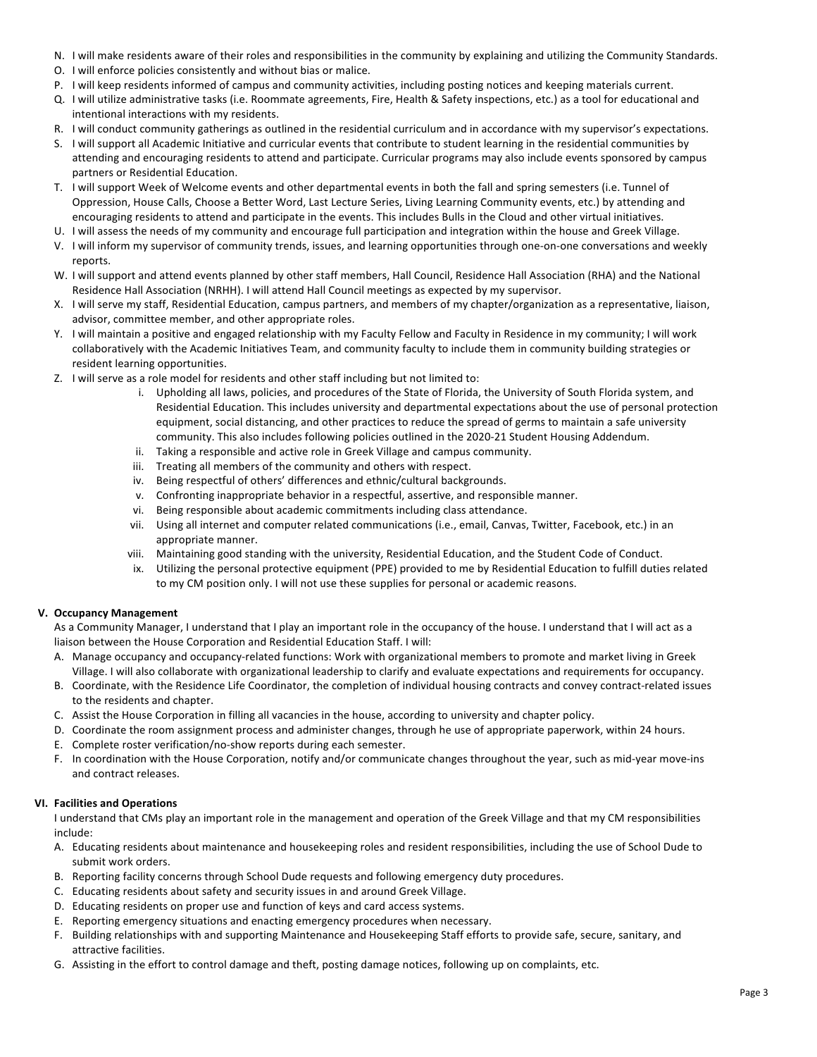N. I will make residents aware of their roles and responsibilities in the community by explaining and utilizing the Community Standards.
O. I will enforce policies consistently and without bias or malice.
P. I will keep residents informed of campus and community activities, including posting notices and keeping materials current.
Q. I will utilize administrative tasks (i.e. Roommate agreements, Fire, Health & Safety inspections, etc.) as a tool for educational and intentional interactions with my residents.
R. I will conduct community gatherings as outlined in the residential curriculum and in accordance with my supervisor's expectations.
S. I will support all Academic Initiative and curricular events that contribute to student learning in the residential communities by attending and encouraging residents to attend and participate. Curricular programs may also include events sponsored by campus partners or Residential Education.
T. I will support Week of Welcome events and other departmental events in both the fall and spring semesters (i.e. Tunnel of Oppression, House Calls, Choose a Better Word, Last Lecture Series, Living Learning Community events, etc.) by attending and encouraging residents to attend and participate in the events. This includes Bulls in the Cloud and other virtual initiatives.
U. I will assess the needs of my community and encourage full participation and integration within the house and Greek Village.
V. I will inform my supervisor of community trends, issues, and learning opportunities through one-on-one conversations and weekly reports.
W. I will support and attend events planned by other staff members, Hall Council, Residence Hall Association (RHA) and the National Residence Hall Association (NRHH). I will attend Hall Council meetings as expected by my supervisor.
X. I will serve my staff, Residential Education, campus partners, and members of my chapter/organization as a representative, liaison, advisor, committee member, and other appropriate roles.
Y. I will maintain a positive and engaged relationship with my Faculty Fellow and Faculty in Residence in my community; I will work collaboratively with the Academic Initiatives Team, and community faculty to include them in community building strategies or resident learning opportunities.
Z. I will serve as a role model for residents and other staff including but not limited to:
    i. Upholding all laws, policies, and procedures of the State of Florida, the University of South Florida system, and Residential Education. This includes university and departmental expectations about the use of personal protection equipment, social distancing, and other practices to reduce the spread of germs to maintain a safe university community. This also includes following policies outlined in the 2020-21 Student Housing Addendum.
    ii. Taking a responsible and active role in Greek Village and campus community.
    iii. Treating all members of the community and others with respect.
    iv. Being respectful of others' differences and ethnic/cultural backgrounds.
    v. Confronting inappropriate behavior in a respectful, assertive, and responsible manner.
    vi. Being responsible about academic commitments including class attendance.
    vii. Using all internet and computer related communications (i.e., email, Canvas, Twitter, Facebook, etc.) in an appropriate manner.
    viii. Maintaining good standing with the university, Residential Education, and the Student Code of Conduct.
    ix. Utilizing the personal protective equipment (PPE) provided to me by Residential Education to fulfill duties related to my CM position only. I will not use these supplies for personal or academic reasons.

**V. Occupancy Management**

As a Community Manager, I understand that I play an important role in the occupancy of the house. I understand that I will act as a liaison between the House Corporation and Residential Education Staff. I will:

A. Manage occupancy and occupancy-related functions: Work with organizational members to promote and market living in Greek Village. I will also collaborate with organizational leadership to clarify and evaluate expectations and requirements for occupancy.
B. Coordinate, with the Residence Life Coordinator, the completion of individual housing contracts and convey contract-related issues to the residents and chapter.
C. Assist the House Corporation in filling all vacancies in the house, according to university and chapter policy.
D. Coordinate the room assignment process and administer changes, through he use of appropriate paperwork, within 24 hours.
E. Complete roster verification/no-show reports during each semester.
F. In coordination with the House Corporation, notify and/or communicate changes throughout the year, such as mid-year move-ins and contract releases.

**VI. Facilities and Operations**

I understand that CMs play an important role in the management and operation of the Greek Village and that my CM responsibilities include:

A. Educating residents about maintenance and housekeeping roles and resident responsibilities, including the use of School Dude to submit work orders.
B. Reporting facility concerns through School Dude requests and following emergency duty procedures.
C. Educating residents about safety and security issues in and around Greek Village.
D. Educating residents on proper use and function of keys and card access systems.
E. Reporting emergency situations and enacting emergency procedures when necessary.
F. Building relationships with and supporting Maintenance and Housekeeping Staff efforts to provide safe, secure, sanitary, and attractive facilities.
G. Assisting in the effort to control damage and theft, posting damage notices, following up on complaints, etc.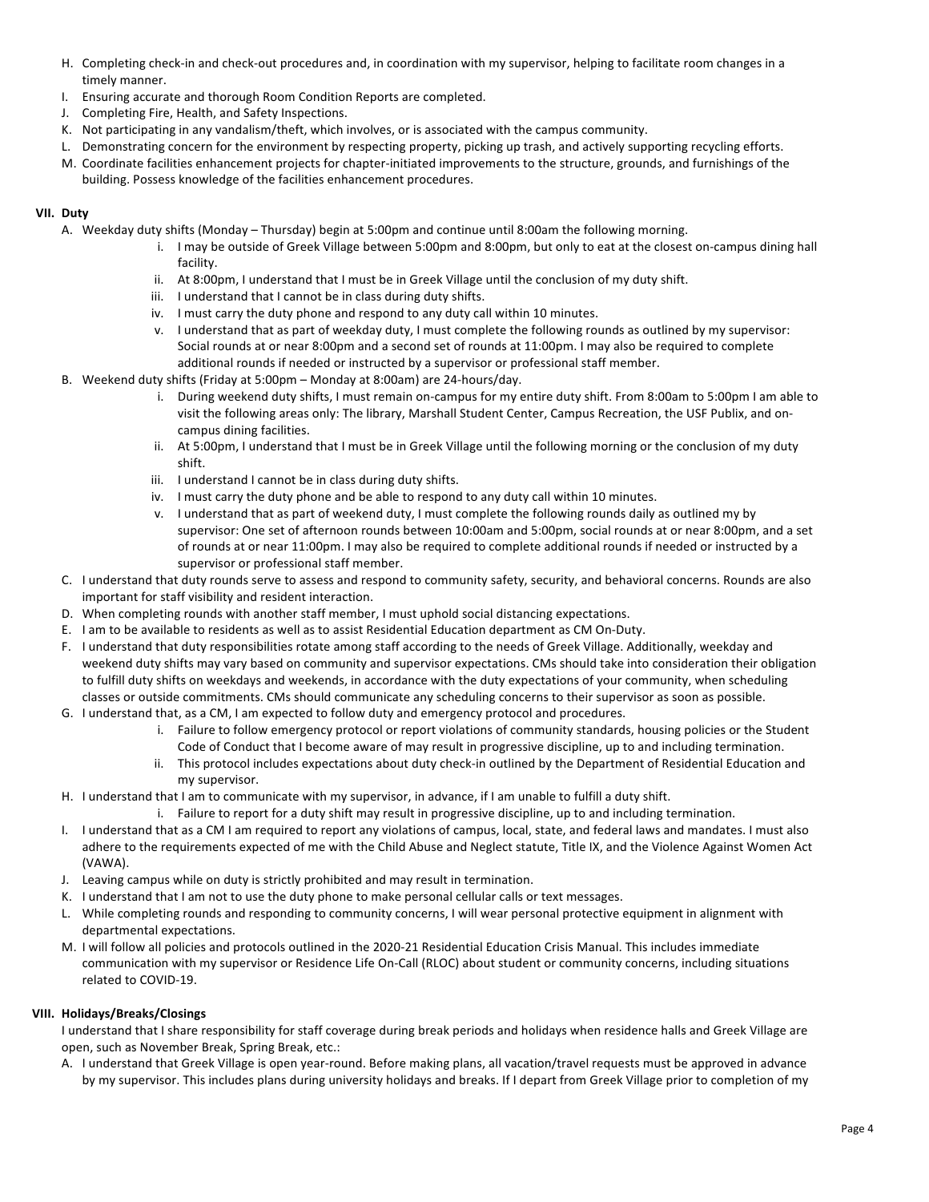H. Completing check-in and check-out procedures and, in coordination with my supervisor, helping to facilitate room changes in a timely manner.
I. Ensuring accurate and thorough Room Condition Reports are completed.
J. Completing Fire, Health, and Safety Inspections.
K. Not participating in any vandalism/theft, which involves, or is associated with the campus community.
L. Demonstrating concern for the environment by respecting property, picking up trash, and actively supporting recycling efforts.
M. Coordinate facilities enhancement projects for chapter-initiated improvements to the structure, grounds, and furnishings of the building. Possess knowledge of the facilities enhancement procedures.

## VII. Duty

A. Weekday duty shifts (Monday – Thursday) begin at 5:00pm and continue until 8:00am the following morning.
   i. I may be outside of Greek Village between 5:00pm and 8:00pm, but only to eat at the closest on-campus dining hall facility.
   ii. At 8:00pm, I understand that I must be in Greek Village until the conclusion of my duty shift.
   iii. I understand that I cannot be in class during duty shifts.
   iv. I must carry the duty phone and respond to any duty call within 10 minutes.
   v. I understand that as part of weekday duty, I must complete the following rounds as outlined by my supervisor: Social rounds at or near 8:00pm and a second set of rounds at 11:00pm. I may also be required to complete additional rounds if needed or instructed by a supervisor or professional staff member.

B. Weekend duty shifts (Friday at 5:00pm – Monday at 8:00am) are 24-hours/day.
   i. During weekend duty shifts, I must remain on-campus for my entire duty shift. From 8:00am to 5:00pm I am able to visit the following areas only: The library, Marshall Student Center, Campus Recreation, the USF Publix, and on-campus dining facilities.
   ii. At 5:00pm, I understand that I must be in Greek Village until the following morning or the conclusion of my duty shift.
   iii. I understand I cannot be in class during duty shifts.
   iv. I must carry the duty phone and be able to respond to any duty call within 10 minutes.
   v. I understand that as part of weekend duty, I must complete the following rounds daily as outlined my by supervisor: One set of afternoon rounds between 10:00am and 5:00pm, social rounds at or near 8:00pm, and a set of rounds at or near 11:00pm. I may also be required to complete additional rounds if needed or instructed by a supervisor or professional staff member.

C. I understand that duty rounds serve to assess and respond to community safety, security, and behavioral concerns. Rounds are also important for staff visibility and resident interaction.

D. When completing rounds with another staff member, I must uphold social distancing expectations.

E. I am to be available to residents as well as to assist Residential Education department as CM On-Duty.

F. I understand that duty responsibilities rotate among staff according to the needs of Greek Village. Additionally, weekday and weekend duty shifts may vary based on community and supervisor expectations. CMs should take into consideration their obligation to fulfill duty shifts on weekdays and weekends, in accordance with the duty expectations of your community, when scheduling classes or outside commitments. CMs should communicate any scheduling concerns to their supervisor as soon as possible.

G. I understand that, as a CM, I am expected to follow duty and emergency protocol and procedures.
   i. Failure to follow emergency protocol or report violations of community standards, housing policies or the Student Code of Conduct that I become aware of may result in progressive discipline, up to and including termination.
   ii. This protocol includes expectations about duty check-in outlined by the Department of Residential Education and my supervisor.

H. I understand that I am to communicate with my supervisor, in advance, if I am unable to fulfill a duty shift.
   i. Failure to report for a duty shift may result in progressive discipline, up to and including termination.

I. I understand that as a CM I am required to report any violations of campus, local, state, and federal laws and mandates. I must also adhere to the requirements expected of me with the Child Abuse and Neglect statute, Title IX, and the Violence Against Women Act (VAWA).

J. Leaving campus while on duty is strictly prohibited and may result in termination.

K. I understand that I am not to use the duty phone to make personal cellular calls or text messages.

L. While completing rounds and responding to community concerns, I will wear personal protective equipment in alignment with departmental expectations.

M. I will follow all policies and protocols outlined in the 2020-21 Residential Education Crisis Manual. This includes immediate communication with my supervisor or Residence Life On-Call (RLOC) about student or community concerns, including situations related to COVID-19.

## VIII. Holidays/Breaks/Closings

I understand that I share responsibility for staff coverage during break periods and holidays when residence halls and Greek Village are open, such as November Break, Spring Break, etc.:

A. I understand that Greek Village is open year-round. Before making plans, all vacation/travel requests must be approved in advance by my supervisor. This includes plans during university holidays and breaks. If I depart from Greek Village prior to completion of my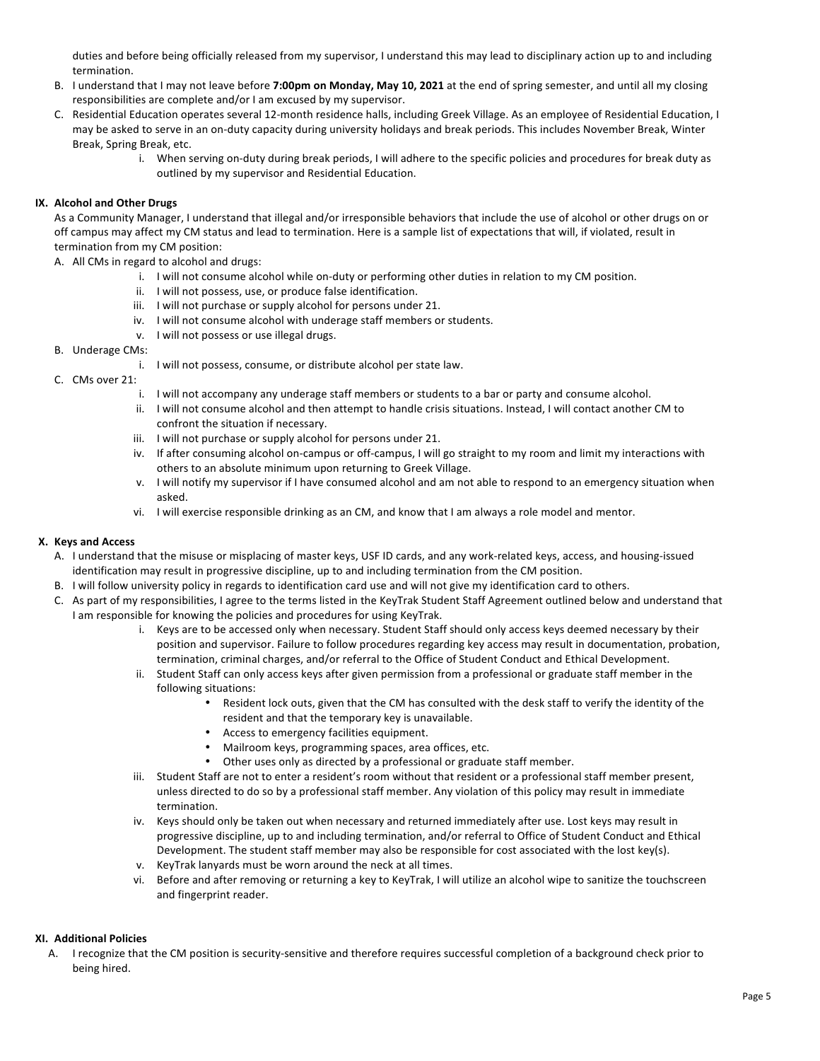duties and before being officially released from my supervisor, I understand this may lead to disciplinary action up to and including termination.

B. I understand that I may not leave before **7:00pm on Monday, May 10, 2021** at the end of spring semester, and until all my closing responsibilities are complete and/or I am excused by my supervisor.

C. Residential Education operates several 12-month residence halls, including Greek Village. As an employee of Residential Education, I may be asked to serve in an on-duty capacity during university holidays and break periods. This includes November Break, Winter Break, Spring Break, etc.

   i. When serving on-duty during break periods, I will adhere to the specific policies and procedures for break duty as outlined by my supervisor and Residential Education.

## IX. Alcohol and Other Drugs

As a Community Manager, I understand that illegal and/or irresponsible behaviors that include the use of alcohol or other drugs on or off campus may affect my CM status and lead to termination. Here is a sample list of expectations that will, if violated, result in termination from my CM position:

A. All CMs in regard to alcohol and drugs:

   i. I will not consume alcohol while on-duty or performing other duties in relation to my CM position.
   ii. I will not possess, use, or produce false identification.
   iii. I will not purchase or supply alcohol for persons under 21.
   iv. I will not consume alcohol with underage staff members or students.
   v. I will not possess or use illegal drugs.

B. Underage CMs:

   i. I will not possess, consume, or distribute alcohol per state law.

C. CMs over 21:

   i. I will not accompany any underage staff members or students to a bar or party and consume alcohol.
   ii. I will not consume alcohol and then attempt to handle crisis situations. Instead, I will contact another CM to confront the situation if necessary.
   iii. I will not purchase or supply alcohol for persons under 21.
   iv. If after consuming alcohol on-campus or off-campus, I will go straight to my room and limit my interactions with others to an absolute minimum upon returning to Greek Village.
   v. I will notify my supervisor if I have consumed alcohol and am not able to respond to an emergency situation when asked.
   vi. I will exercise responsible drinking as an CM, and know that I am always a role model and mentor.

## X. Keys and Access

A. I understand that the misuse or misplacing of master keys, USF ID cards, and any work-related keys, access, and housing-issued identification may result in progressive discipline, up to and including termination from the CM position.

B. I will follow university policy in regards to identification card use and will not give my identification card to others.

C. As part of my responsibilities, I agree to the terms listed in the KeyTrak Student Staff Agreement outlined below and understand that I am responsible for knowing the policies and procedures for using KeyTrak.

   i. Keys are to be accessed only when necessary. Student Staff should only access keys deemed necessary by their position and supervisor. Failure to follow procedures regarding key access may result in documentation, probation, termination, criminal charges, and/or referral to the Office of Student Conduct and Ethical Development.
   ii. Student Staff can only access keys after given permission from a professional or graduate staff member in the following situations:
      - Resident lock outs, given that the CM has consulted with the desk staff to verify the identity of the resident and that the temporary key is unavailable.
      - Access to emergency facilities equipment.
      - Mailroom keys, programming spaces, area offices, etc.
      - Other uses only as directed by a professional or graduate staff member.
   iii. Student Staff are not to enter a resident's room without that resident or a professional staff member present, unless directed to do so by a professional staff member. Any violation of this policy may result in immediate termination.
   iv. Keys should only be taken out when necessary and returned immediately after use. Lost keys may result in progressive discipline, up to and including termination, and/or referral to Office of Student Conduct and Ethical Development. The student staff member may also be responsible for cost associated with the lost key(s).
   v. KeyTrak lanyards must be worn around the neck at all times.
   vi. Before and after removing or returning a key to KeyTrak, I will utilize an alcohol wipe to sanitize the touchscreen and fingerprint reader.

## XI. Additional Policies

A. I recognize that the CM position is security-sensitive and therefore requires successful completion of a background check prior to being hired.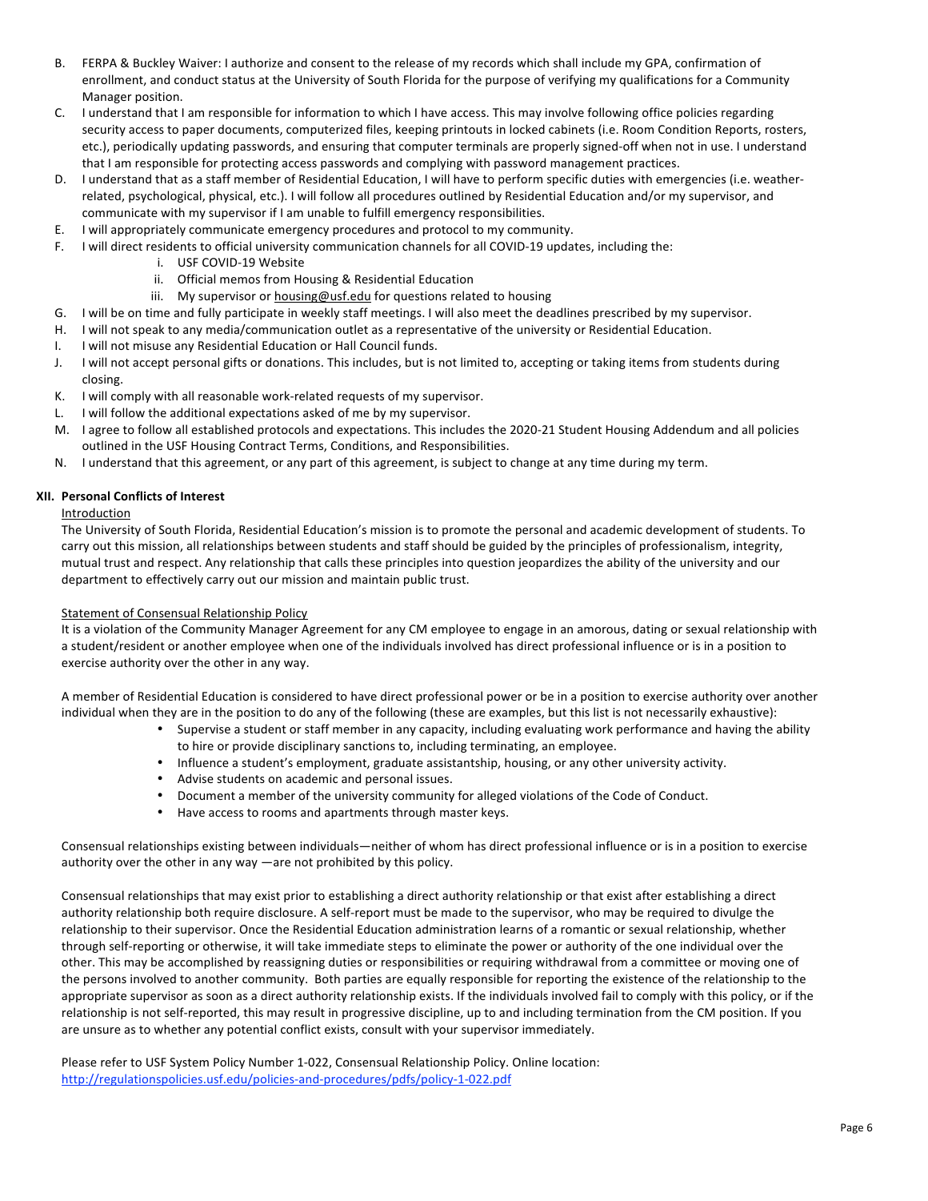B. FERPA & Buckley Waiver: I authorize and consent to the release of my records which shall include my GPA, confirmation of enrollment, and conduct status at the University of South Florida for the purpose of verifying my qualifications for a Community Manager position.

C. I understand that I am responsible for information to which I have access. This may involve following office policies regarding security access to paper documents, computerized files, keeping printouts in locked cabinets (i.e. Room Condition Reports, rosters, etc.), periodically updating passwords, and ensuring that computer terminals are properly signed-off when not in use. I understand that I am responsible for protecting access passwords and complying with password management practices.

D. I understand that as a staff member of Residential Education, I will have to perform specific duties with emergencies (i.e. weather-related, psychological, physical, etc.). I will follow all procedures outlined by Residential Education and/or my supervisor, and communicate with my supervisor if I am unable to fulfill emergency responsibilities.

E. I will appropriately communicate emergency procedures and protocol to my community.

F. I will direct residents to official university communication channels for all COVID-19 updates, including the:
   i. USF COVID-19 Website
   ii. Official memos from Housing & Residential Education
   iii. My supervisor or housing@usf.edu for questions related to housing

G. I will be on time and fully participate in weekly staff meetings. I will also meet the deadlines prescribed by my supervisor.

H. I will not speak to any media/communication outlet as a representative of the university or Residential Education.

I. I will not misuse any Residential Education or Hall Council funds.

J. I will not accept personal gifts or donations. This includes, but is not limited to, accepting or taking items from students during closing.

K. I will comply with all reasonable work-related requests of my supervisor.

L. I will follow the additional expectations asked of me by my supervisor.

M. I agree to follow all established protocols and expectations. This includes the 2020-21 Student Housing Addendum and all policies outlined in the USF Housing Contract Terms, Conditions, and Responsibilities.

N. I understand that this agreement, or any part of this agreement, is subject to change at any time during my term.

## XII. Personal Conflicts of Interest

Introduction

The University of South Florida, Residential Education's mission is to promote the personal and academic development of students. To carry out this mission, all relationships between students and staff should be guided by the principles of professionalism, integrity, mutual trust and respect. Any relationship that calls these principles into question jeopardizes the ability of the university and our department to effectively carry out our mission and maintain public trust.

Statement of Consensual Relationship Policy

It is a violation of the Community Manager Agreement for any CM employee to engage in an amorous, dating or sexual relationship with a student/resident or another employee when one of the individuals involved has direct professional influence or is in a position to exercise authority over the other in any way.

A member of Residential Education is considered to have direct professional power or be in a position to exercise authority over another individual when they are in the position to do any of the following (these are examples, but this list is not necessarily exhaustive):

- Supervise a student or staff member in any capacity, including evaluating work performance and having the ability to hire or provide disciplinary sanctions to, including terminating, an employee.
- Influence a student's employment, graduate assistantship, housing, or any other university activity.
- Advise students on academic and personal issues.
- Document a member of the university community for alleged violations of the Code of Conduct.
- Have access to rooms and apartments through master keys.

Consensual relationships existing between individuals—neither of whom has direct professional influence or is in a position to exercise authority over the other in any way —are not prohibited by this policy.

Consensual relationships that may exist prior to establishing a direct authority relationship or that exist after establishing a direct authority relationship both require disclosure. A self-report must be made to the supervisor, who may be required to divulge the relationship to their supervisor. Once the Residential Education administration learns of a romantic or sexual relationship, whether through self-reporting or otherwise, it will take immediate steps to eliminate the power or authority of the one individual over the other. This may be accomplished by reassigning duties or responsibilities or requiring withdrawal from a committee or moving one of the persons involved to another community. Both parties are equally responsible for reporting the existence of the relationship to the appropriate supervisor as soon as a direct authority relationship exists. If the individuals involved fail to comply with this policy, or if the relationship is not self-reported, this may result in progressive discipline, up to and including termination from the CM position. If you are unsure as to whether any potential conflict exists, consult with your supervisor immediately.

Please refer to USF System Policy Number 1-022, Consensual Relationship Policy. Online location: http://regulationspolicies.usf.edu/policies-and-procedures/pdfs/policy-1-022.pdf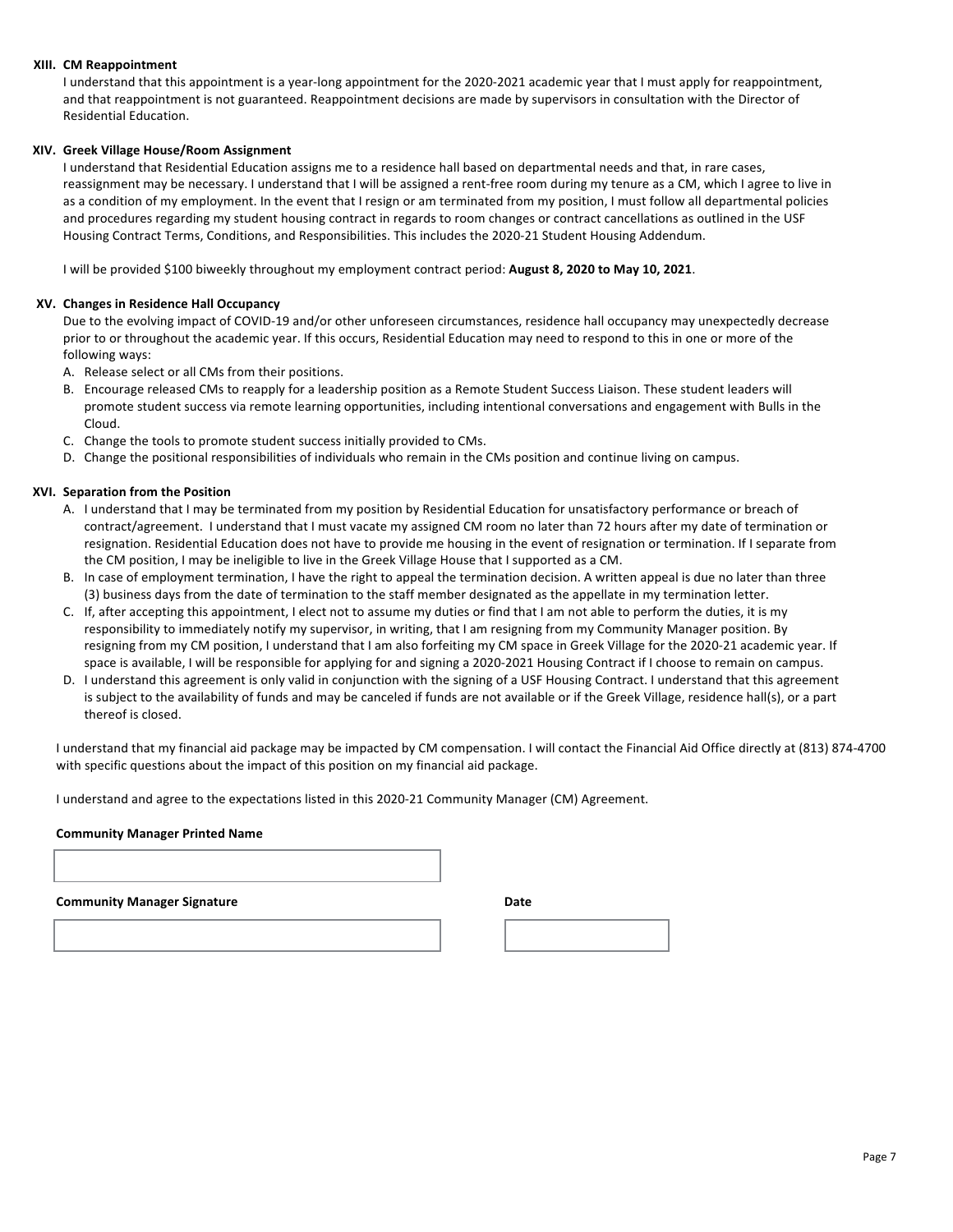### XIII. CM Reappointment

I understand that this appointment is a year-long appointment for the 2020-2021 academic year that I must apply for reappointment, and that reappointment is not guaranteed. Reappointment decisions are made by supervisors in consultation with the Director of Residential Education.

### XIV. Greek Village House/Room Assignment

I understand that Residential Education assigns me to a residence hall based on departmental needs and that, in rare cases, reassignment may be necessary. I understand that I will be assigned a rent-free room during my tenure as a CM, which I agree to live in as a condition of my employment. In the event that I resign or am terminated from my position, I must follow all departmental policies and procedures regarding my student housing contract in regards to room changes or contract cancellations as outlined in the USF Housing Contract Terms, Conditions, and Responsibilities. This includes the 2020-21 Student Housing Addendum.

I will be provided $100 biweekly throughout my employment contract period: **August 8, 2020 to May 10, 2021**.

### XV. Changes in Residence Hall Occupancy

Due to the evolving impact of COVID-19 and/or other unforeseen circumstances, residence hall occupancy may unexpectedly decrease prior to or throughout the academic year. If this occurs, Residential Education may need to respond to this in one or more of the following ways:

A. Release select or all CMs from their positions.
B. Encourage released CMs to reapply for a leadership position as a Remote Student Success Liaison. These student leaders will promote student success via remote learning opportunities, including intentional conversations and engagement with Bulls in the Cloud.
C. Change the tools to promote student success initially provided to CMs.
D. Change the positional responsibilities of individuals who remain in the CMs position and continue living on campus.

### XVI. Separation from the Position

A. I understand that I may be terminated from my position by Residential Education for unsatisfactory performance or breach of contract/agreement. I understand that I must vacate my assigned CM room no later than 72 hours after my date of termination or resignation. Residential Education does not have to provide me housing in the event of resignation or termination. If I separate from the CM position, I may be ineligible to live in the Greek Village House that I supported as a CM.
B. In case of employment termination, I have the right to appeal the termination decision. A written appeal is due no later than three (3) business days from the date of termination to the staff member designated as the appellate in my termination letter.
C. If, after accepting this appointment, I elect not to assume my duties or find that I am not able to perform the duties, it is my responsibility to immediately notify my supervisor, in writing, that I am resigning from my Community Manager position. By resigning from my CM position, I understand that I am also forfeiting my CM space in Greek Village for the 2020-21 academic year. If space is available, I will be responsible for applying for and signing a 2020-2021 Housing Contract if I choose to remain on campus.
D. I understand this agreement is only valid in conjunction with the signing of a USF Housing Contract. I understand that this agreement is subject to the availability of funds and may be canceled if funds are not available or if the Greek Village, residence hall(s), or a part thereof is closed.

I understand that my financial aid package may be impacted by CM compensation. I will contact the Financial Aid Office directly at (813) 874-4700 with specific questions about the impact of this position on my financial aid package.

I understand and agree to the expectations listed in this 2020-21 Community Manager (CM) Agreement.

**Community Manager Printed Name**

**Community Manager Signature**

**Date**